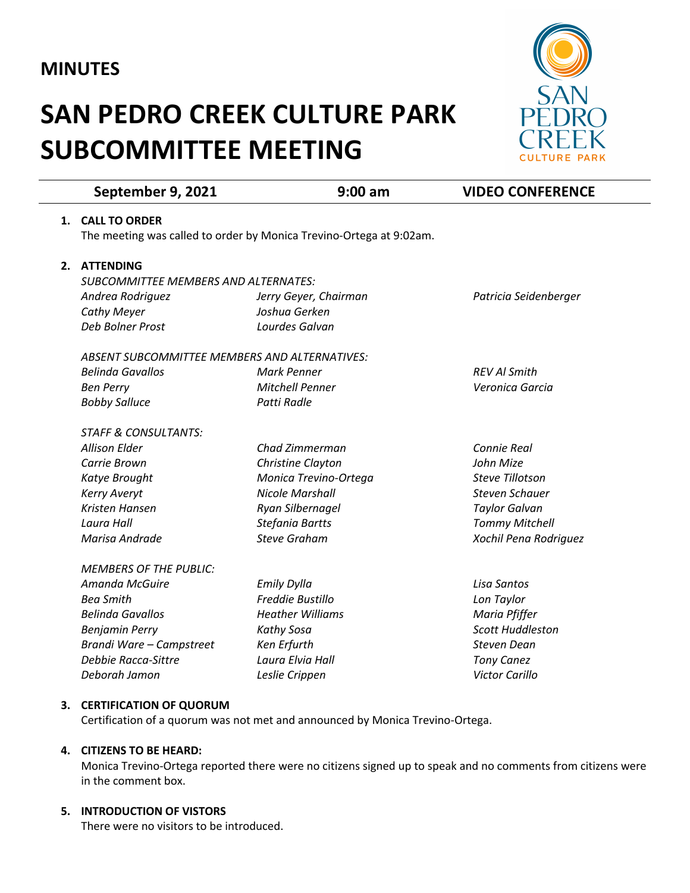**MINUTES**

# SAN PEDRO CREEK CULTURE PARK SUBCOMMITTEE MEETING

SAN PEDRO CREEK CULTURE PARK

**September 9, 2021** | **9:00 am** | **VIDEO CONFERENCE**

1. **CALL TO ORDER**
   The meeting was called to order by Monica Trevino-Ortega at 9:02am.

2. **ATTENDING**

   *SUBCOMMITTEE MEMBERS AND ALTERNATES:*

   | | | |
   |---|---|---|
   | *Andrea Rodriguez* | *Jerry Geyer, Chairman* | *Patricia Seidenberger* |
   | *Cathy Meyer* | *Joshua Gerken* | |
   | *Deb Bolner Prost* | *Lourdes Galvan* | |

   *ABSENT SUBCOMMITTEE MEMBERS AND ALTERNATIVES:*

   | | | |
   |---|---|---|
   | *Belinda Gavallos* | *Mark Penner* | *REV Al Smith* |
   | *Ben Perry* | *Mitchell Penner* | *Veronica Garcia* |
   | *Bobby Salluce* | *Patti Radle* | |

   *STAFF & CONSULTANTS:*

   | | | |
   |---|---|---|
   | *Allison Elder* | *Chad Zimmerman* | *Connie Real* |
   | *Carrie Brown* | *Christine Clayton* | *John Mize* |
   | *Katye Brought* | *Monica Trevino-Ortega* | *Steve Tillotson* |
   | *Kerry Averyt* | *Nicole Marshall* | *Steven Schauer* |
   | *Kristen Hansen* | *Ryan Silbernagel* | *Taylor Galvan* |
   | *Laura Hall* | *Stefania Bartts* | *Tommy Mitchell* |
   | *Marisa Andrade* | *Steve Graham* | *Xochil Pena Rodriguez* |

   *MEMBERS OF THE PUBLIC:*

   | | | |
   |---|---|---|
   | *Amanda McGuire* | *Emily Dylla* | *Lisa Santos* |
   | *Bea Smith* | *Freddie Bustillo* | *Lon Taylor* |
   | *Belinda Gavallos* | *Heather Williams* | *Maria Pfiffer* |
   | *Benjamin Perry* | *Kathy Sosa* | *Scott Huddleston* |
   | *Brandi Ware – Campstreet* | *Ken Erfurth* | *Steven Dean* |
   | *Debbie Racca-Sittre* | *Laura Elvia Hall* | *Tony Canez* |
   | *Deborah Jamon* | *Leslie Crippen* | *Victor Carillo* |

3. **CERTIFICATION OF QUORUM**
   Certification of a quorum was not met and announced by Monica Trevino-Ortega.

4. **CITIZENS TO BE HEARD:**
   Monica Trevino-Ortega reported there were no citizens signed up to speak and no comments from citizens were in the comment box.

5. **INTRODUCTION OF VISTORS**
   There were no visitors to be introduced.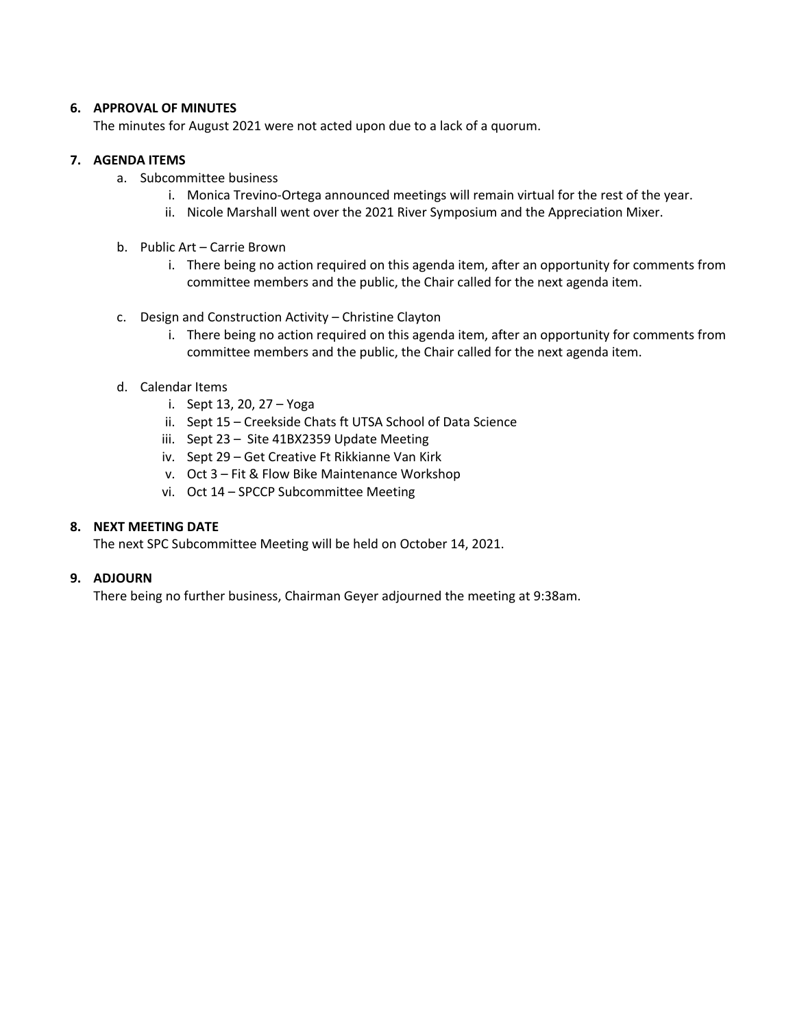6. **APPROVAL OF MINUTES**

The minutes for August 2021 were not acted upon due to a lack of a quorum.

7. **AGENDA ITEMS**

   a. Subcommittee business
      i. Monica Trevino-Ortega announced meetings will remain virtual for the rest of the year.
      ii. Nicole Marshall went over the 2021 River Symposium and the Appreciation Mixer.

   b. Public Art – Carrie Brown
      i. There being no action required on this agenda item, after an opportunity for comments from committee members and the public, the Chair called for the next agenda item.

   c. Design and Construction Activity – Christine Clayton
      i. There being no action required on this agenda item, after an opportunity for comments from committee members and the public, the Chair called for the next agenda item.

   d. Calendar Items
      i. Sept 13, 20, 27 – Yoga
      ii. Sept 15 – Creekside Chats ft UTSA School of Data Science
      iii. Sept 23 – Site 41BX2359 Update Meeting
      iv. Sept 29 – Get Creative Ft Rikkianne Van Kirk
      v. Oct 3 – Fit & Flow Bike Maintenance Workshop
      vi. Oct 14 – SPCCP Subcommittee Meeting

8. **NEXT MEETING DATE**

The next SPC Subcommittee Meeting will be held on October 14, 2021.

9. **ADJOURN**

There being no further business, Chairman Geyer adjourned the meeting at 9:38am.